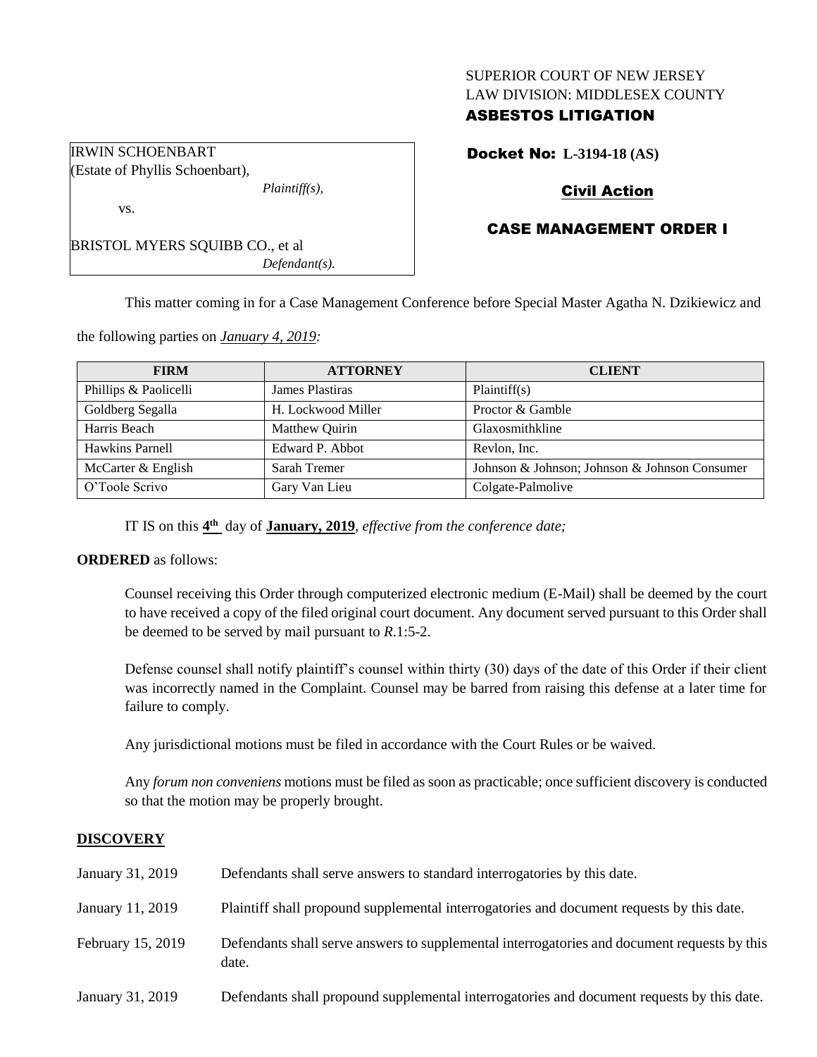SUPERIOR COURT OF NEW JERSEY
LAW DIVISION: MIDDLESEX COUNTY
**ASBESTOS LITIGATION**

IRWIN SCHOENBART
(Estate of Phyllis Schoenbart),
*Plaintiff(s),*
vs.

BRISTOL MYERS SQUIBB CO., et al
*Defendant(s).*

**Docket No: L-3194-18 (AS)**

**Civil Action**

**CASE MANAGEMENT ORDER I**

This matter coming in for a Case Management Conference before Special Master Agatha N. Dzikiewicz and the following parties on *January 4, 2019:*

| FIRM | ATTORNEY | CLIENT |
|---|---|---|
| Phillips & Paolicelli | James Plastiras | Plaintiff(s) |
| Goldberg Segalla | H. Lockwood Miller | Proctor & Gamble |
| Harris Beach | Matthew Quirin | Glaxosmithkline |
| Hawkins Parnell | Edward P. Abbot | Revlon, Inc. |
| McCarter & English | Sarah Tremer | Johnson & Johnson; Johnson & Johnson Consumer |
| O'Toole Scrivo | Gary Van Lieu | Colgate-Palmolive |

IT IS on this **4th** day of **January, 2019**, *effective from the conference date;*

**ORDERED** as follows:

Counsel receiving this Order through computerized electronic medium (E-Mail) shall be deemed by the court to have received a copy of the filed original court document. Any document served pursuant to this Order shall be deemed to be served by mail pursuant to *R*.1:5-2.

Defense counsel shall notify plaintiff's counsel within thirty (30) days of the date of this Order if their client was incorrectly named in the Complaint. Counsel may be barred from raising this defense at a later time for failure to comply.

Any jurisdictional motions must be filed in accordance with the Court Rules or be waived.

Any *forum non conveniens* motions must be filed as soon as practicable; once sufficient discovery is conducted so that the motion may be properly brought.

## DISCOVERY

| | |
|---|---|
| January 31, 2019 | Defendants shall serve answers to standard interrogatories by this date. |
| January 11, 2019 | Plaintiff shall propound supplemental interrogatories and document requests by this date. |
| February 15, 2019 | Defendants shall serve answers to supplemental interrogatories and document requests by this date. |
| January 31, 2019 | Defendants shall propound supplemental interrogatories and document requests by this date. |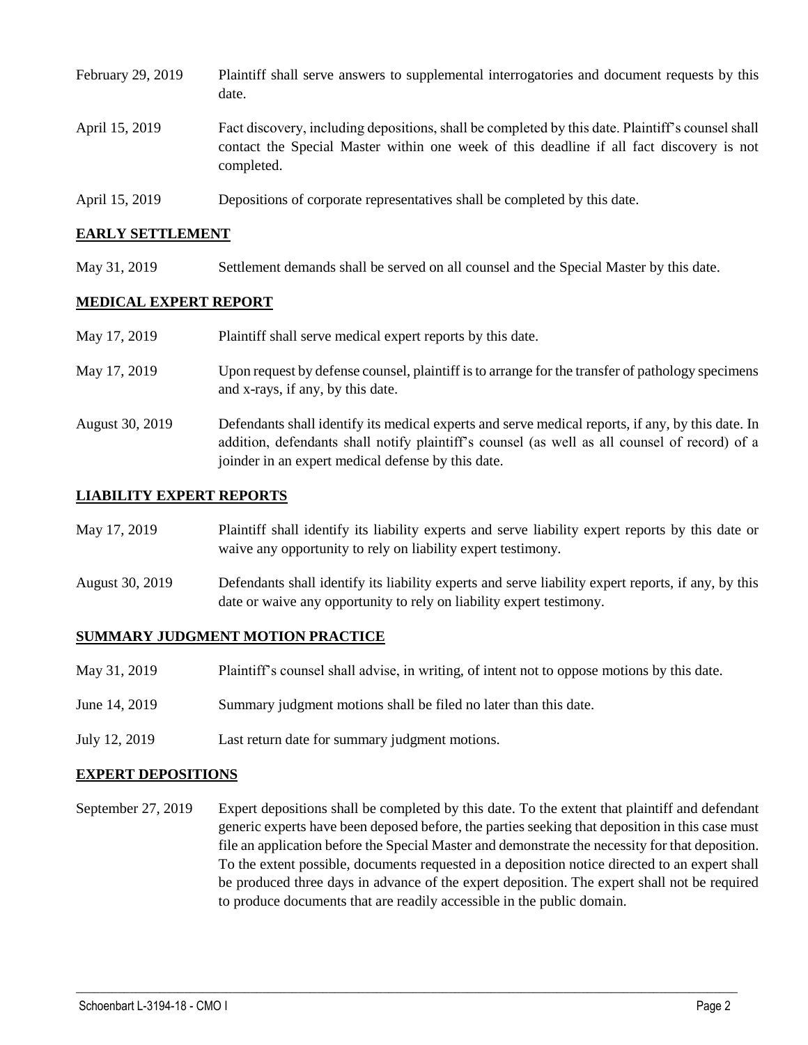| | |
|---|---|
| February 29, 2019 | Plaintiff shall serve answers to supplemental interrogatories and document requests by this date. |
| April 15, 2019 | Fact discovery, including depositions, shall be completed by this date. Plaintiff's counsel shall contact the Special Master within one week of this deadline if all fact discovery is not completed. |
| April 15, 2019 | Depositions of corporate representatives shall be completed by this date. |

## EARLY SETTLEMENT

| | |
|---|---|
| May 31, 2019 | Settlement demands shall be served on all counsel and the Special Master by this date. |

## MEDICAL EXPERT REPORT

| | |
|---|---|
| May 17, 2019 | Plaintiff shall serve medical expert reports by this date. |
| May 17, 2019 | Upon request by defense counsel, plaintiff is to arrange for the transfer of pathology specimens and x-rays, if any, by this date. |
| August 30, 2019 | Defendants shall identify its medical experts and serve medical reports, if any, by this date. In addition, defendants shall notify plaintiff's counsel (as well as all counsel of record) of a joinder in an expert medical defense by this date. |

## LIABILITY EXPERT REPORTS

| | |
|---|---|
| May 17, 2019 | Plaintiff shall identify its liability experts and serve liability expert reports by this date or waive any opportunity to rely on liability expert testimony. |
| August 30, 2019 | Defendants shall identify its liability experts and serve liability expert reports, if any, by this date or waive any opportunity to rely on liability expert testimony. |

## SUMMARY JUDGMENT MOTION PRACTICE

| | |
|---|---|
| May 31, 2019 | Plaintiff's counsel shall advise, in writing, of intent not to oppose motions by this date. |
| June 14, 2019 | Summary judgment motions shall be filed no later than this date. |
| July 12, 2019 | Last return date for summary judgment motions. |

## EXPERT DEPOSITIONS

| | |
|---|---|
| September 27, 2019 | Expert depositions shall be completed by this date. To the extent that plaintiff and defendant generic experts have been deposed before, the parties seeking that deposition in this case must file an application before the Special Master and demonstrate the necessity for that deposition. To the extent possible, documents requested in a deposition notice directed to an expert shall be produced three days in advance of the expert deposition. The expert shall not be required to produce documents that are readily accessible in the public domain. |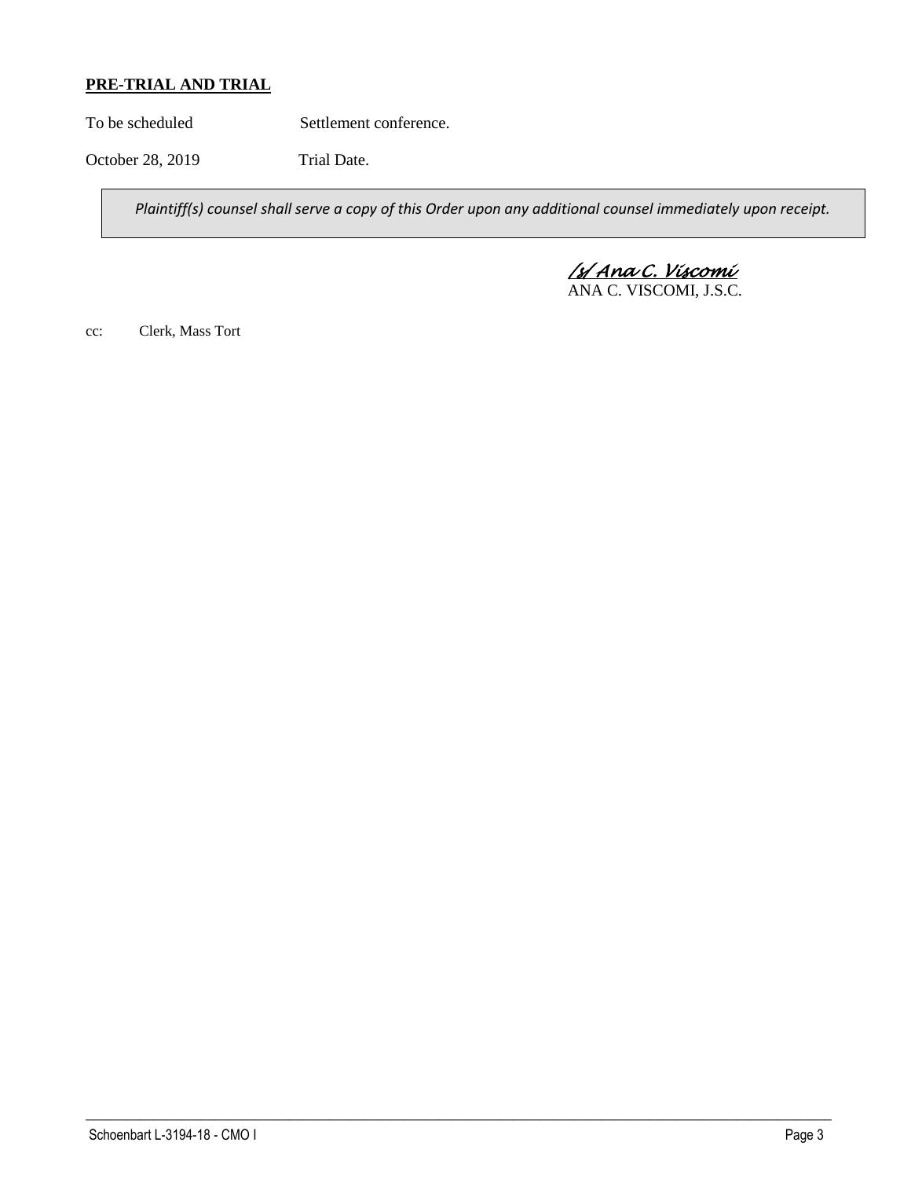**PRE-TRIAL AND TRIAL**

| | |
|---|---|
| To be scheduled | Settlement conference. |
| October 28, 2019 | Trial Date. |

*Plaintiff(s) counsel shall serve a copy of this Order upon any additional counsel immediately upon receipt.*

/s/ Ana C. Viscomi
ANA C. VISCOMI, J.S.C.

cc: Clerk, Mass Tort